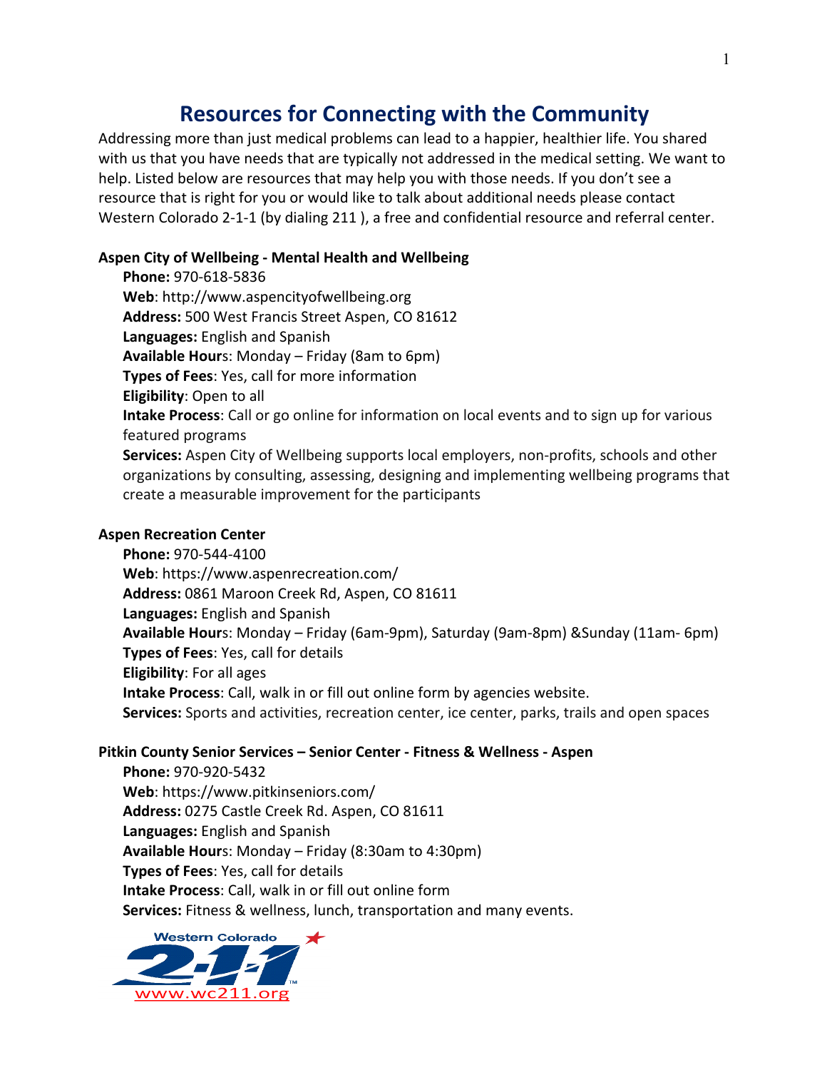# Resources for Connecting with the Community

Addressing more than just medical problems can lead to a happier, healthier life. You shared with us that you have needs that are typically not addressed in the medical setting. We want to help. Listed below are resources that may help you with those needs. If you don't see a resource that is right for you or would like to talk about additional needs please contact Western Colorado 2-1-1 (by dialing 211 ), a free and confidential resource and referral center.

**Aspen City of Wellbeing - Mental Health and Wellbeing**

**Phone:** 970-618-5836
**Web**: http://www.aspencityofwellbeing.org
**Address:** 500 West Francis Street Aspen, CO 81612
**Languages:** English and Spanish
**Available Hours**: Monday – Friday (8am to 6pm)
**Types of Fees**: Yes, call for more information
**Eligibility**: Open to all
**Intake Process**: Call or go online for information on local events and to sign up for various featured programs
**Services:** Aspen City of Wellbeing supports local employers, non-profits, schools and other organizations by consulting, assessing, designing and implementing wellbeing programs that create a measurable improvement for the participants

**Aspen Recreation Center**

**Phone:** 970-544-4100
**Web**: https://www.aspenrecreation.com/
**Address:** 0861 Maroon Creek Rd, Aspen, CO 81611
**Languages:** English and Spanish
**Available Hours**: Monday – Friday (6am-9pm), Saturday (9am-8pm) &Sunday (11am- 6pm)
**Types of Fees**: Yes, call for details
**Eligibility**: For all ages
**Intake Process**: Call, walk in or fill out online form by agencies website.
**Services:** Sports and activities, recreation center, ice center, parks, trails and open spaces

**Pitkin County Senior Services – Senior Center - Fitness & Wellness - Aspen**

**Phone:** 970-920-5432
**Web**: https://www.pitkinseniors.com/
**Address:** 0275 Castle Creek Rd. Aspen, CO 81611
**Languages:** English and Spanish
**Available Hours**: Monday – Friday (8:30am to 4:30pm)
**Types of Fees**: Yes, call for details
**Intake Process**: Call, walk in or fill out online form
**Services:** Fitness & wellness, lunch, transportation and many events.

Western Colorado 2-1-1
www.wc211.org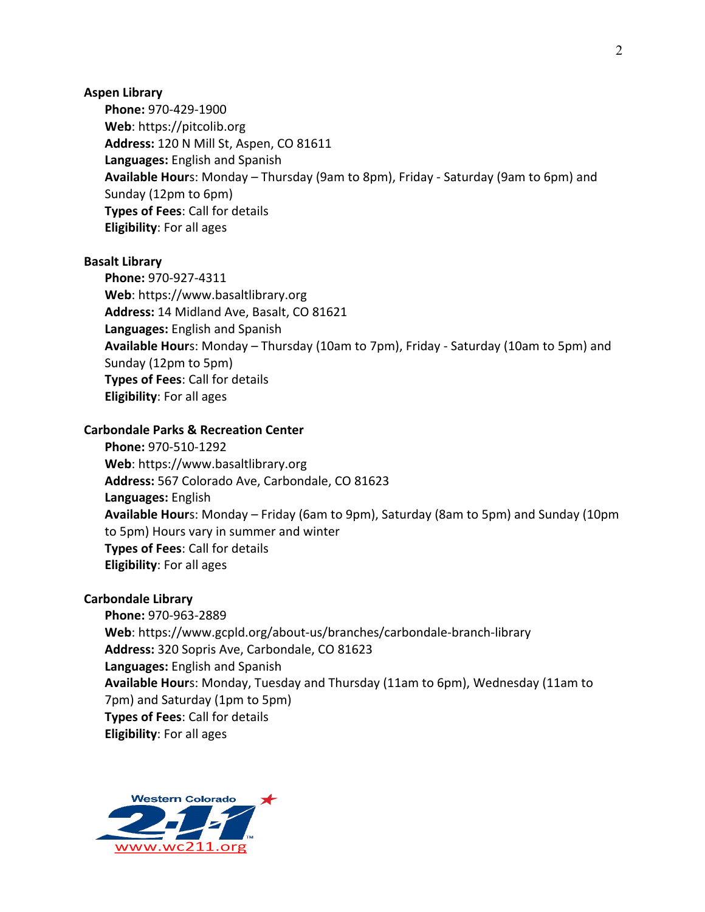**Aspen Library**

**Phone:** 970-429-1900
**Web**: https://pitcolib.org
**Address:** 120 N Mill St, Aspen, CO 81611
**Languages:** English and Spanish
**Available Hours**: Monday – Thursday (9am to 8pm), Friday - Saturday (9am to 6pm) and Sunday (12pm to 6pm)
**Types of Fees**: Call for details
**Eligibility**: For all ages

**Basalt Library**

**Phone:** 970-927-4311
**Web**: https://www.basaltlibrary.org
**Address:** 14 Midland Ave, Basalt, CO 81621
**Languages:** English and Spanish
**Available Hours**: Monday – Thursday (10am to 7pm), Friday - Saturday (10am to 5pm) and Sunday (12pm to 5pm)
**Types of Fees**: Call for details
**Eligibility**: For all ages

**Carbondale Parks & Recreation Center**

**Phone:** 970-510-1292
**Web**: https://www.basaltlibrary.org
**Address:** 567 Colorado Ave, Carbondale, CO 81623
**Languages:** English
**Available Hours**: Monday – Friday (6am to 9pm), Saturday (8am to 5pm) and Sunday (10pm to 5pm) Hours vary in summer and winter
**Types of Fees**: Call for details
**Eligibility**: For all ages

**Carbondale Library**

**Phone:** 970-963-2889
**Web**: https://www.gcpld.org/about-us/branches/carbondale-branch-library
**Address:** 320 Sopris Ave, Carbondale, CO 81623
**Languages:** English and Spanish
**Available Hours**: Monday, Tuesday and Thursday (11am to 6pm), Wednesday (11am to 7pm) and Saturday (1pm to 5pm)
**Types of Fees**: Call for details
**Eligibility**: For all ages

Western Colorado 2-1-1 www.wc211.org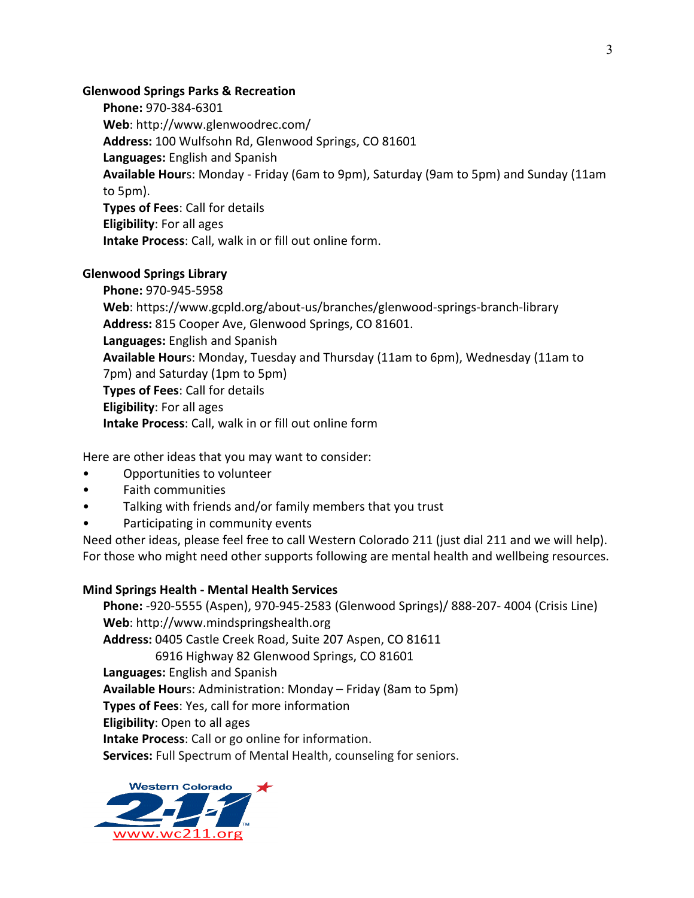**Glenwood Springs Parks & Recreation**

**Phone:** 970-384-6301
**Web**: http://www.glenwoodrec.com/
**Address:** 100 Wulfsohn Rd, Glenwood Springs, CO 81601
**Languages:** English and Spanish
**Available Hours**: Monday - Friday (6am to 9pm), Saturday (9am to 5pm) and Sunday (11am to 5pm).
**Types of Fees**: Call for details
**Eligibility**: For all ages
**Intake Process**: Call, walk in or fill out online form.

**Glenwood Springs Library**

**Phone:** 970-945-5958
**Web**: https://www.gcpld.org/about-us/branches/glenwood-springs-branch-library
**Address:** 815 Cooper Ave, Glenwood Springs, CO 81601.
**Languages:** English and Spanish
**Available Hours**: Monday, Tuesday and Thursday (11am to 6pm), Wednesday (11am to 7pm) and Saturday (1pm to 5pm)
**Types of Fees**: Call for details
**Eligibility**: For all ages
**Intake Process**: Call, walk in or fill out online form

Here are other ideas that you may want to consider:

- Opportunities to volunteer
- Faith communities
- Talking with friends and/or family members that you trust
- Participating in community events

Need other ideas, please feel free to call Western Colorado 211 (just dial 211 and we will help). For those who might need other supports following are mental health and wellbeing resources.

**Mind Springs Health - Mental Health Services**

**Phone:** -920-5555 (Aspen), 970-945-2583 (Glenwood Springs)/ 888-207- 4004 (Crisis Line)
**Web**: http://www.mindspringshealth.org
**Address:** 0405 Castle Creek Road, Suite 207 Aspen, CO 81611
6916 Highway 82 Glenwood Springs, CO 81601
**Languages:** English and Spanish
**Available Hours**: Administration: Monday – Friday (8am to 5pm)
**Types of Fees**: Yes, call for more information
**Eligibility**: Open to all ages
**Intake Process**: Call or go online for information.
**Services:** Full Spectrum of Mental Health, counseling for seniors.

Western Colorado 2-1-1
www.wc211.org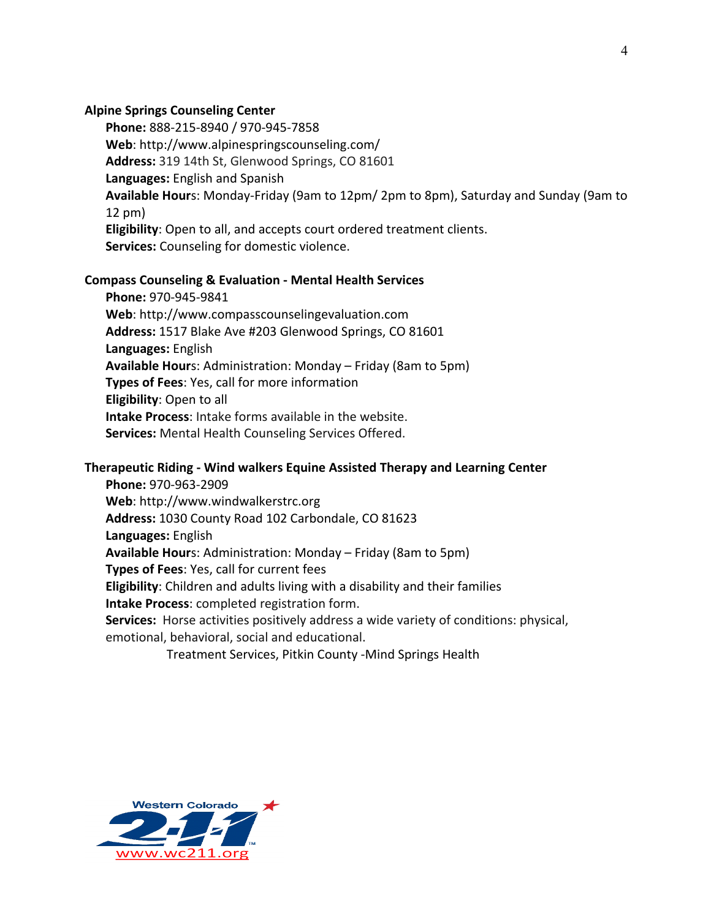**Alpine Springs Counseling Center**

**Phone:** 888-215-8940 / 970-945-7858
**Web**: http://www.alpinespringscounseling.com/
**Address:** 319 14th St, Glenwood Springs, CO 81601
**Languages:** English and Spanish
**Available Hours**: Monday-Friday (9am to 12pm/ 2pm to 8pm), Saturday and Sunday (9am to 12 pm)
**Eligibility**: Open to all, and accepts court ordered treatment clients.
**Services:** Counseling for domestic violence.

**Compass Counseling & Evaluation - Mental Health Services**

**Phone:** 970-945-9841
**Web**: http://www.compasscounselingevaluation.com
**Address:** 1517 Blake Ave #203 Glenwood Springs, CO 81601
**Languages:** English
**Available Hours**: Administration: Monday – Friday (8am to 5pm)
**Types of Fees**: Yes, call for more information
**Eligibility**: Open to all
**Intake Process**: Intake forms available in the website.
**Services:** Mental Health Counseling Services Offered.

**Therapeutic Riding - Wind walkers Equine Assisted Therapy and Learning Center**

**Phone:** 970-963-2909
**Web**: http://www.windwalkerstrc.org
**Address:** 1030 County Road 102 Carbondale, CO 81623
**Languages:** English
**Available Hours**: Administration: Monday – Friday (8am to 5pm)
**Types of Fees**: Yes, call for current fees
**Eligibility**: Children and adults living with a disability and their families
**Intake Process**: completed registration form.
**Services:** Horse activities positively address a wide variety of conditions: physical, emotional, behavioral, social and educational.

Treatment Services, Pitkin County -Mind Springs Health

Western Colorado 2-1-1 www.wc211.org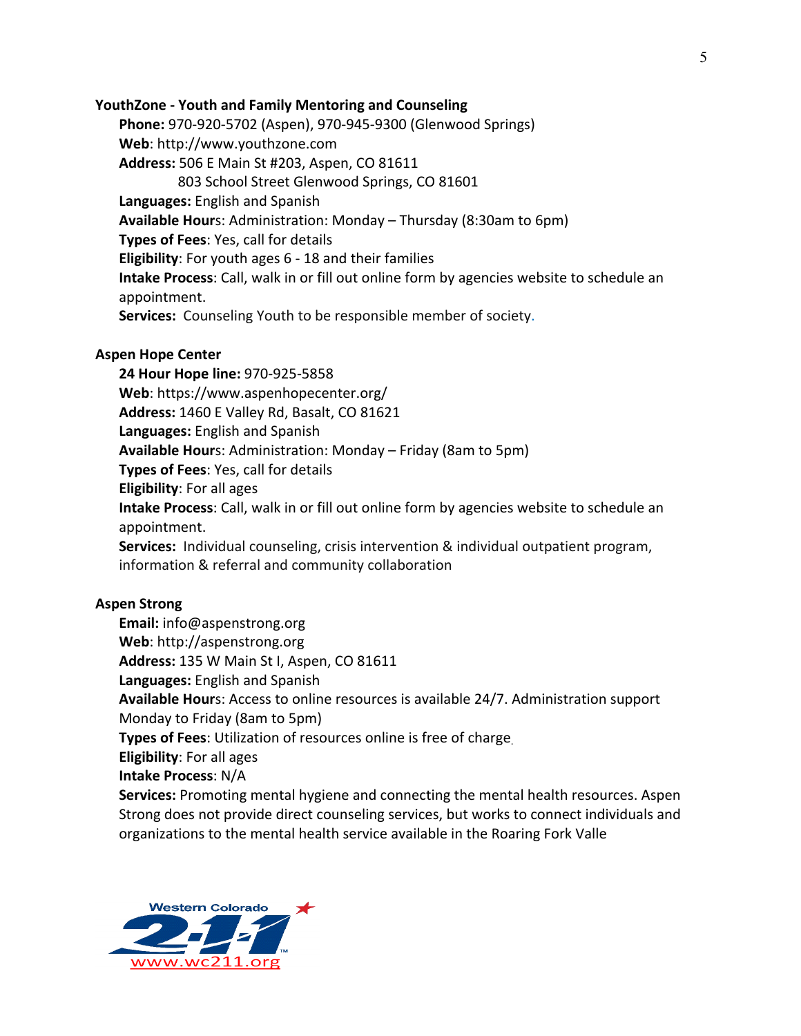**YouthZone - Youth and Family Mentoring and Counseling**

**Phone:** 970-920-5702 (Aspen), 970-945-9300 (Glenwood Springs)
**Web**: http://www.youthzone.com
**Address:** 506 E Main St #203, Aspen, CO 81611
803 School Street Glenwood Springs, CO 81601
**Languages:** English and Spanish
**Available Hours**: Administration: Monday – Thursday (8:30am to 6pm)
**Types of Fees**: Yes, call for details
**Eligibility**: For youth ages 6 - 18 and their families
**Intake Process**: Call, walk in or fill out online form by agencies website to schedule an appointment.
**Services:** Counseling Youth to be responsible member of society.

**Aspen Hope Center**

**24 Hour Hope line:** 970-925-5858
**Web**: https://www.aspenhopecenter.org/
**Address:** 1460 E Valley Rd, Basalt, CO 81621
**Languages:** English and Spanish
**Available Hours**: Administration: Monday – Friday (8am to 5pm)
**Types of Fees**: Yes, call for details
**Eligibility**: For all ages
**Intake Process**: Call, walk in or fill out online form by agencies website to schedule an appointment.
**Services:** Individual counseling, crisis intervention & individual outpatient program, information & referral and community collaboration

**Aspen Strong**

**Email:** info@aspenstrong.org
**Web**: http://aspenstrong.org
**Address:** 135 W Main St I, Aspen, CO 81611
**Languages:** English and Spanish
**Available Hours**: Access to online resources is available 24/7. Administration support Monday to Friday (8am to 5pm)
**Types of Fees**: Utilization of resources online is free of charge.
**Eligibility**: For all ages
**Intake Process**: N/A
**Services:** Promoting mental hygiene and connecting the mental health resources. Aspen Strong does not provide direct counseling services, but works to connect individuals and organizations to the mental health service available in the Roaring Fork Valle

Western Colorado 2-1-1
www.wc211.org